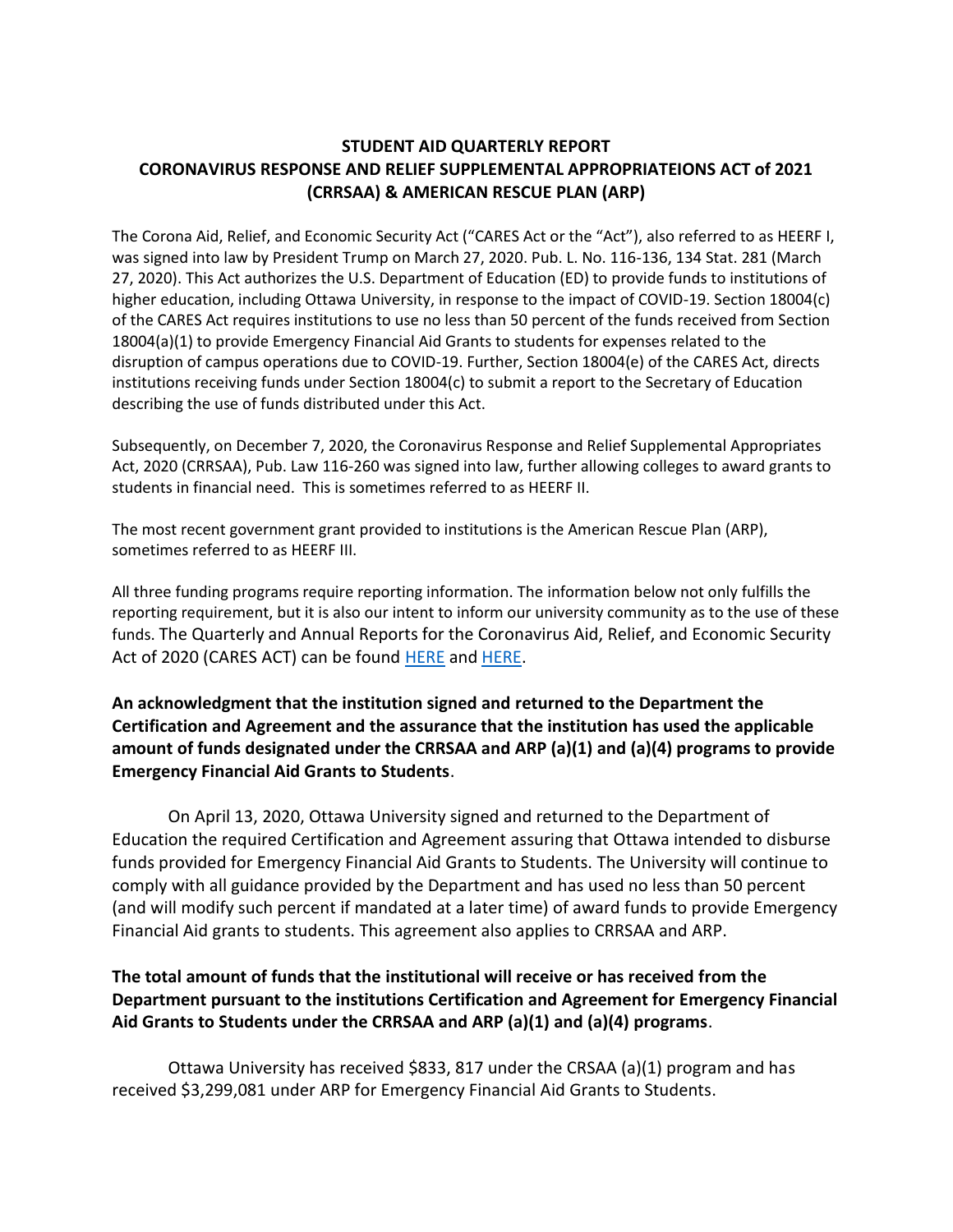# STUDENT AID QUARTERLY REPORT
# CORONAVIRUS RESPONSE AND RELIEF SUPPLEMENTAL APPROPRIATEIONS ACT of 2021 (CRRSAA) & AMERICAN RESCUE PLAN (ARP)

The Corona Aid, Relief, and Economic Security Act ("CARES Act or the "Act"), also referred to as HEERF I, was signed into law by President Trump on March 27, 2020. Pub. L. No. 116-136, 134 Stat. 281 (March 27, 2020). This Act authorizes the U.S. Department of Education (ED) to provide funds to institutions of higher education, including Ottawa University, in response to the impact of COVID-19. Section 18004(c) of the CARES Act requires institutions to use no less than 50 percent of the funds received from Section 18004(a)(1) to provide Emergency Financial Aid Grants to students for expenses related to the disruption of campus operations due to COVID-19. Further, Section 18004(e) of the CARES Act, directs institutions receiving funds under Section 18004(c) to submit a report to the Secretary of Education describing the use of funds distributed under this Act.

Subsequently, on December 7, 2020, the Coronavirus Response and Relief Supplemental Appropriates Act, 2020 (CRRSAA), Pub. Law 116-260 was signed into law, further allowing colleges to award grants to students in financial need. This is sometimes referred to as HEERF II.

The most recent government grant provided to institutions is the American Rescue Plan (ARP), sometimes referred to as HEERF III.

All three funding programs require reporting information. The information below not only fulfills the reporting requirement, but it is also our intent to inform our university community as to the use of these funds. The Quarterly and Annual Reports for the Coronavirus Aid, Relief, and Economic Security Act of 2020 (CARES ACT) can be found HERE and HERE.

**An acknowledgment that the institution signed and returned to the Department the Certification and Agreement and the assurance that the institution has used the applicable amount of funds designated under the CRRSAA and ARP (a)(1) and (a)(4) programs to provide Emergency Financial Aid Grants to Students**.

On April 13, 2020, Ottawa University signed and returned to the Department of Education the required Certification and Agreement assuring that Ottawa intended to disburse funds provided for Emergency Financial Aid Grants to Students. The University will continue to comply with all guidance provided by the Department and has used no less than 50 percent (and will modify such percent if mandated at a later time) of award funds to provide Emergency Financial Aid grants to students. This agreement also applies to CRRSAA and ARP.

**The total amount of funds that the institutional will receive or has received from the Department pursuant to the institutions Certification and Agreement for Emergency Financial Aid Grants to Students under the CRRSAA and ARP (a)(1) and (a)(4) programs**.

Ottawa University has received $833, 817 under the CRSAA (a)(1) program and has received $3,299,081 under ARP for Emergency Financial Aid Grants to Students.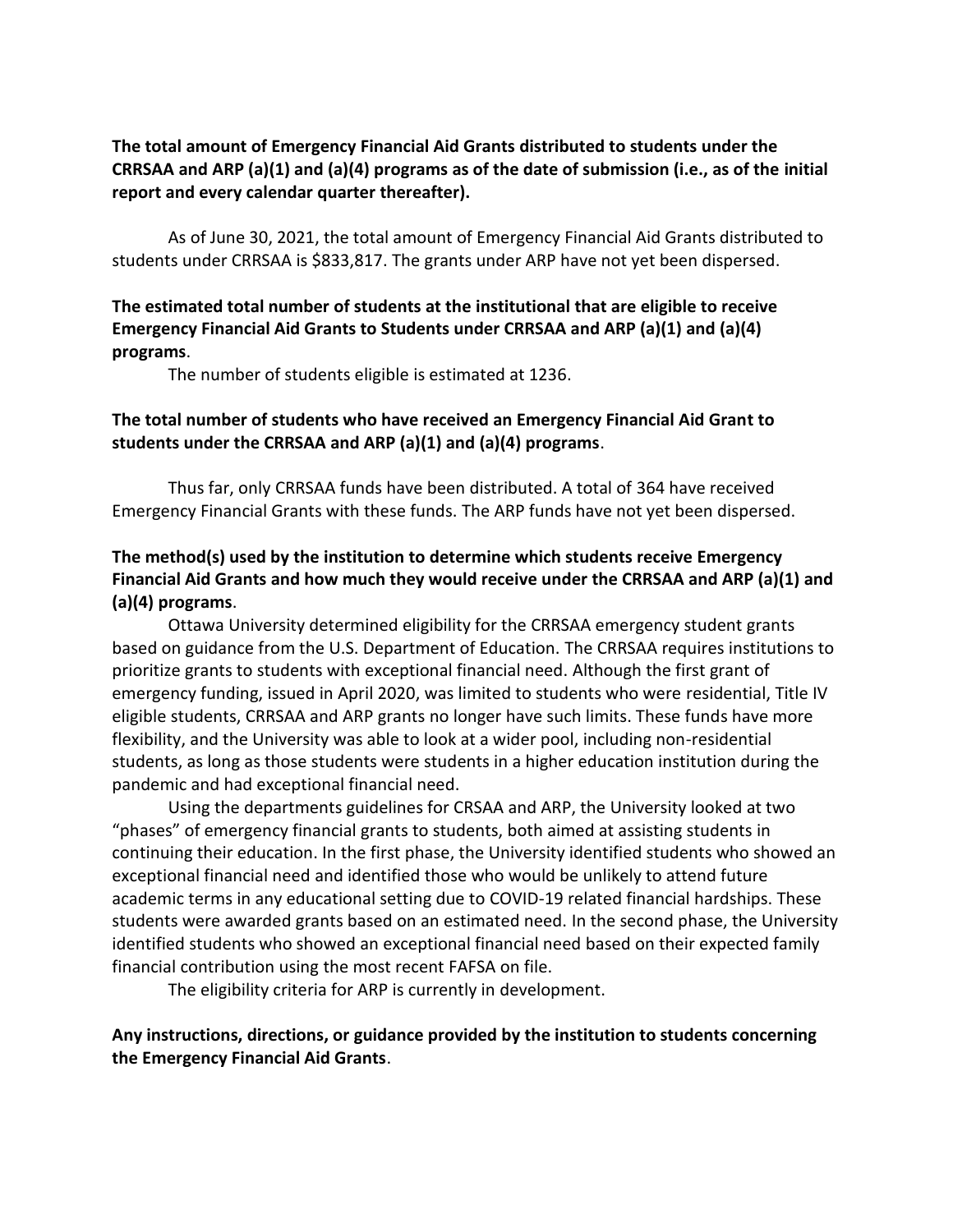**The total amount of Emergency Financial Aid Grants distributed to students under the CRRSAA and ARP (a)(1) and (a)(4) programs as of the date of submission (i.e., as of the initial report and every calendar quarter thereafter).**

As of June 30, 2021, the total amount of Emergency Financial Aid Grants distributed to students under CRRSAA is $833,817. The grants under ARP have not yet been dispersed.

**The estimated total number of students at the institutional that are eligible to receive Emergency Financial Aid Grants to Students under CRRSAA and ARP (a)(1) and (a)(4) programs**.

The number of students eligible is estimated at 1236.

**The total number of students who have received an Emergency Financial Aid Grant to students under the CRRSAA and ARP (a)(1) and (a)(4) programs**.

Thus far, only CRRSAA funds have been distributed. A total of 364 have received Emergency Financial Grants with these funds. The ARP funds have not yet been dispersed.

**The method(s) used by the institution to determine which students receive Emergency Financial Aid Grants and how much they would receive under the CRRSAA and ARP (a)(1) and (a)(4) programs**.

Ottawa University determined eligibility for the CRRSAA emergency student grants based on guidance from the U.S. Department of Education. The CRRSAA requires institutions to prioritize grants to students with exceptional financial need. Although the first grant of emergency funding, issued in April 2020, was limited to students who were residential, Title IV eligible students, CRRSAA and ARP grants no longer have such limits. These funds have more flexibility, and the University was able to look at a wider pool, including non-residential students, as long as those students were students in a higher education institution during the pandemic and had exceptional financial need.

Using the departments guidelines for CRSAA and ARP, the University looked at two "phases" of emergency financial grants to students, both aimed at assisting students in continuing their education. In the first phase, the University identified students who showed an exceptional financial need and identified those who would be unlikely to attend future academic terms in any educational setting due to COVID-19 related financial hardships. These students were awarded grants based on an estimated need. In the second phase, the University identified students who showed an exceptional financial need based on their expected family financial contribution using the most recent FAFSA on file.

The eligibility criteria for ARP is currently in development.

**Any instructions, directions, or guidance provided by the institution to students concerning the Emergency Financial Aid Grants**.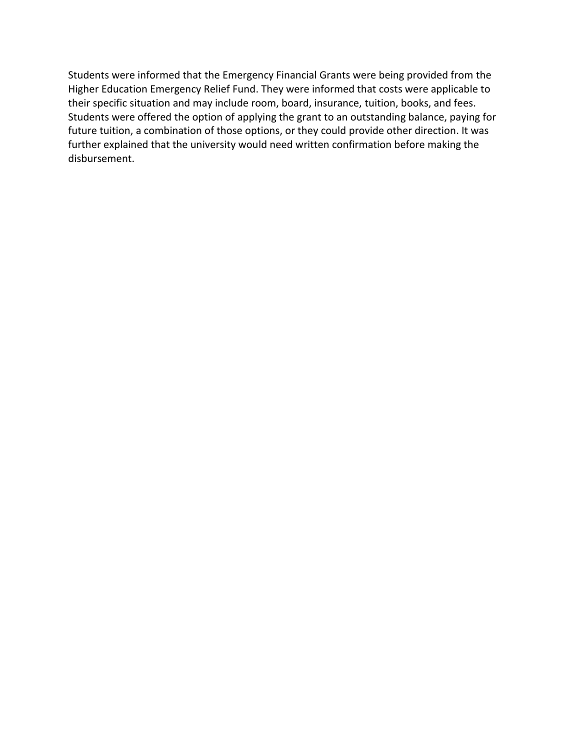Students were informed that the Emergency Financial Grants were being provided from the Higher Education Emergency Relief Fund. They were informed that costs were applicable to their specific situation and may include room, board, insurance, tuition, books, and fees. Students were offered the option of applying the grant to an outstanding balance, paying for future tuition, a combination of those options, or they could provide other direction. It was further explained that the university would need written confirmation before making the disbursement.